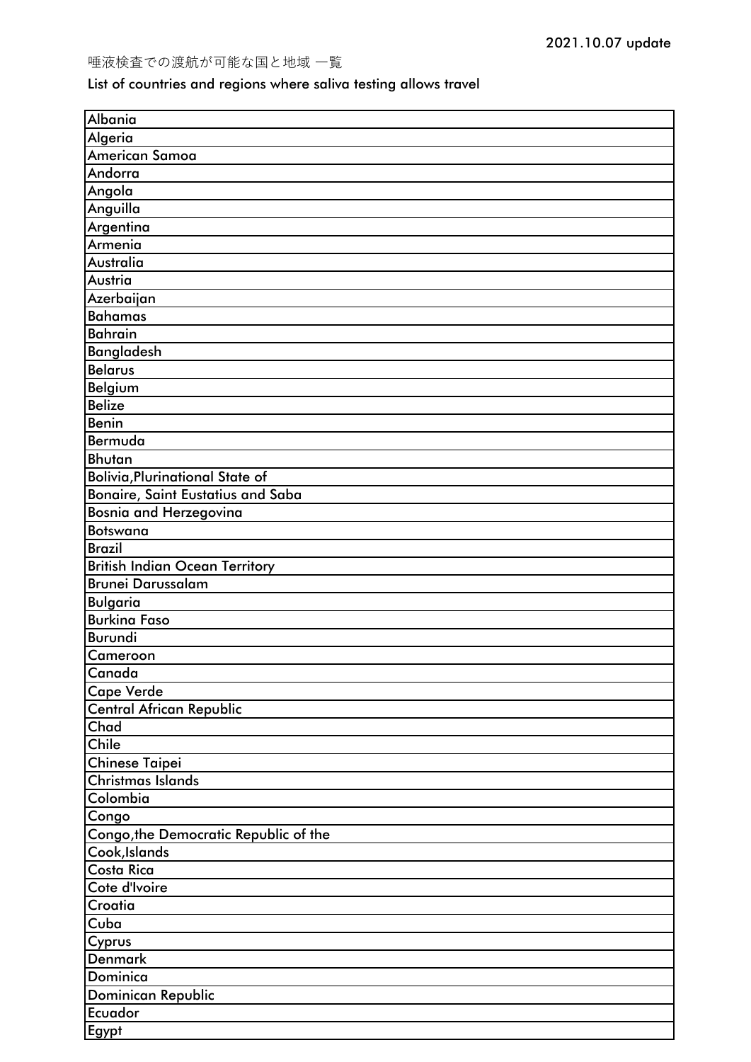2021.10.07 update

唾液検査での渡航が可能な国と地域 一覧

List of countries and regions where saliva testing allows travel

| Albania |
|---|
| Algeria |
| American Samoa |
| Andorra |
| Angola |
| Anguilla |
| Argentina |
| Armenia |
| Australia |
| Austria |
| Azerbaijan |
| Bahamas |
| Bahrain |
| Bangladesh |
| Belarus |
| Belgium |
| Belize |
| Benin |
| Bermuda |
| Bhutan |
| Bolivia,Plurinational State of |
| Bonaire, Saint Eustatius and Saba |
| Bosnia and Herzegovina |
| Botswana |
| Brazil |
| British Indian Ocean Territory |
| Brunei Darussalam |
| Bulgaria |
| Burkina Faso |
| Burundi |
| Cameroon |
| Canada |
| Cape Verde |
| Central African Republic |
| Chad |
| Chile |
| Chinese Taipei |
| Christmas Islands |
| Colombia |
| Congo |
| Congo,the Democratic Republic of the |
| Cook,Islands |
| Costa Rica |
| Cote d'Ivoire |
| Croatia |
| Cuba |
| Cyprus |
| Denmark |
| Dominica |
| Dominican Republic |
| Ecuador |
| Egypt |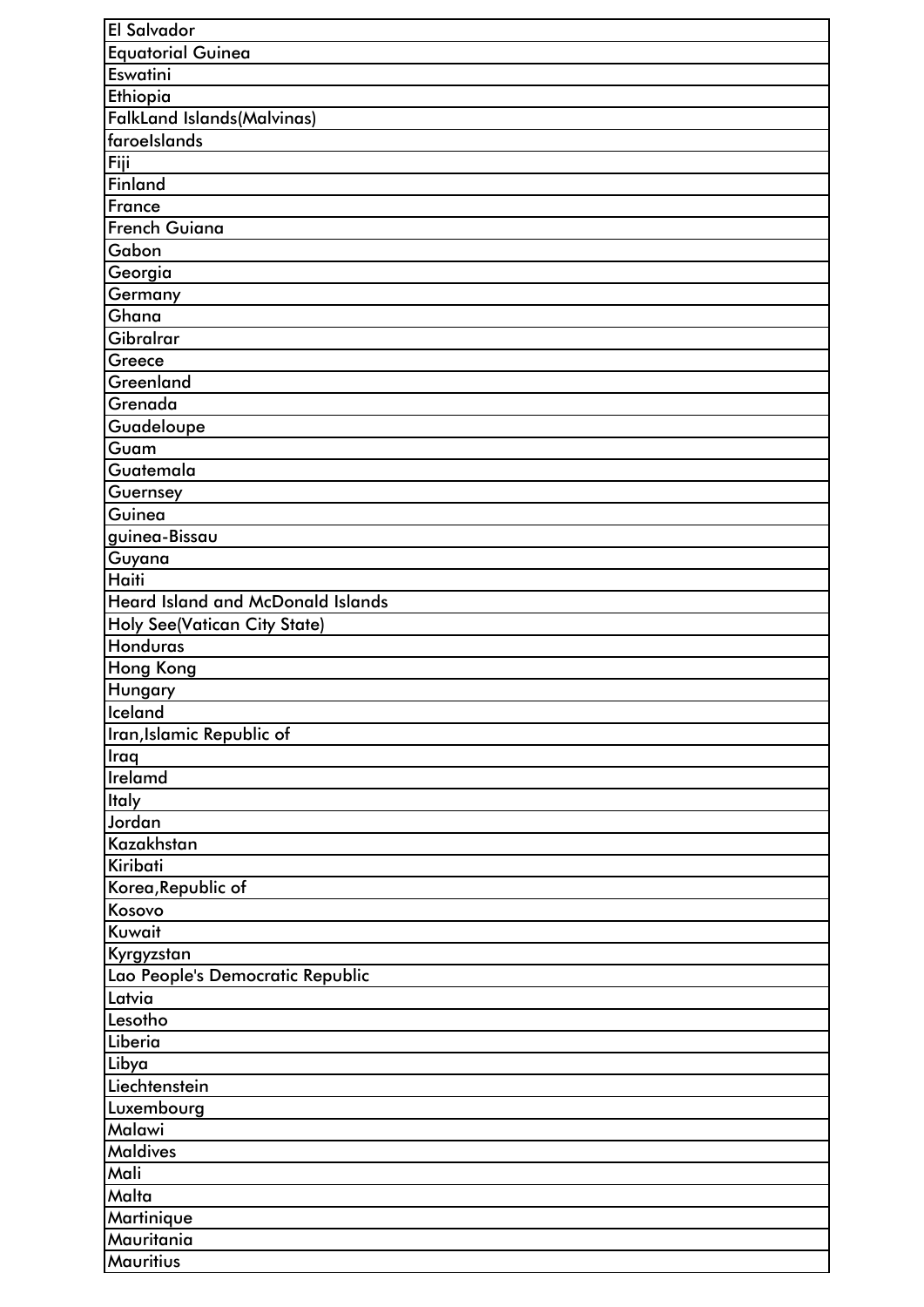| El Salvador |
| --- |
| Equatorial Guinea |
| Eswatini |
| Ethiopia |
| FalkLand Islands(Malvinas) |
| faroeIslands |
| Fiji |
| Finland |
| France |
| French Guiana |
| Gabon |
| Georgia |
| Germany |
| Ghana |
| Gibralrar |
| Greece |
| Greenland |
| Grenada |
| Guadeloupe |
| Guam |
| Guatemala |
| Guernsey |
| Guinea |
| guinea-Bissau |
| Guyana |
| Haiti |
| Heard Island and McDonald Islands |
| Holy See(Vatican City State) |
| Honduras |
| Hong Kong |
| Hungary |
| Iceland |
| Iran,Islamic Republic of |
| Iraq |
| Irelamd |
| Italy |
| Jordan |
| Kazakhstan |
| Kiribati |
| Korea,Republic of |
| Kosovo |
| Kuwait |
| Kyrgyzstan |
| Lao People's Democratic Republic |
| Latvia |
| Lesotho |
| Liberia |
| Libya |
| Liechtenstein |
| Luxembourg |
| Malawi |
| Maldives |
| Mali |
| Malta |
| Martinique |
| Mauritania |
| Mauritius |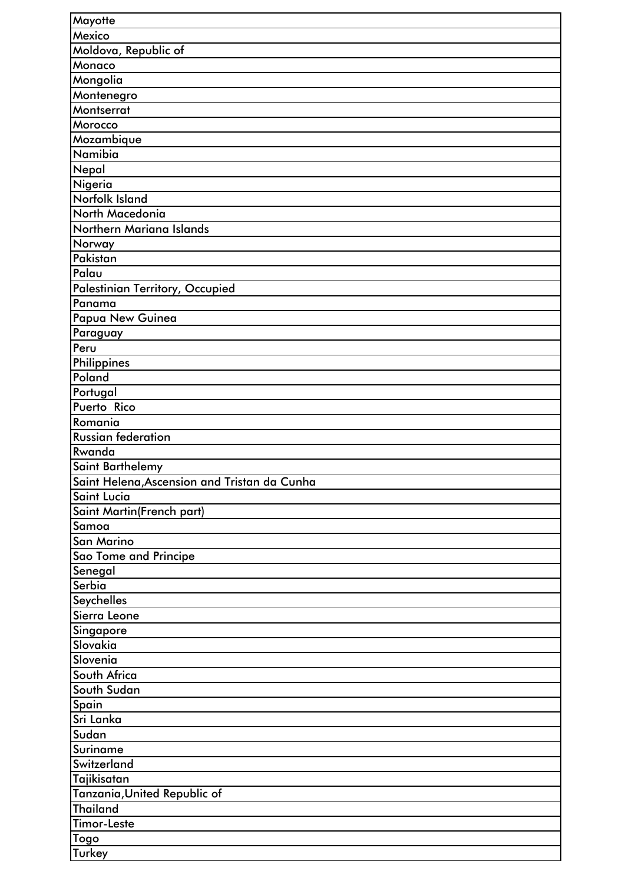| Mayotte |
| --- |
| Mexico |
| Moldova, Republic of |
| Monaco |
| Mongolia |
| Montenegro |
| Montserrat |
| Morocco |
| Mozambique |
| Namibia |
| Nepal |
| Nigeria |
| Norfolk Island |
| North Macedonia |
| Northern Mariana Islands |
| Norway |
| Pakistan |
| Palau |
| Palestinian Territory, Occupied |
| Panama |
| Papua New Guinea |
| Paraguay |
| Peru |
| Philippines |
| Poland |
| Portugal |
| Puerto  Rico |
| Romania |
| Russian federation |
| Rwanda |
| Saint Barthelemy |
| Saint Helena,Ascension and Tristan da Cunha |
| Saint Lucia |
| Saint Martin(French part) |
| Samoa |
| San Marino |
| Sao Tome and Principe |
| Senegal |
| Serbia |
| Seychelles |
| Sierra Leone |
| Singapore |
| Slovakia |
| Slovenia |
| South Africa |
| South Sudan |
| Spain |
| Sri Lanka |
| Sudan |
| Suriname |
| Switzerland |
| Tajikisatan |
| Tanzania,United Republic of |
| Thailand |
| Timor-Leste |
| Togo |
| Turkey |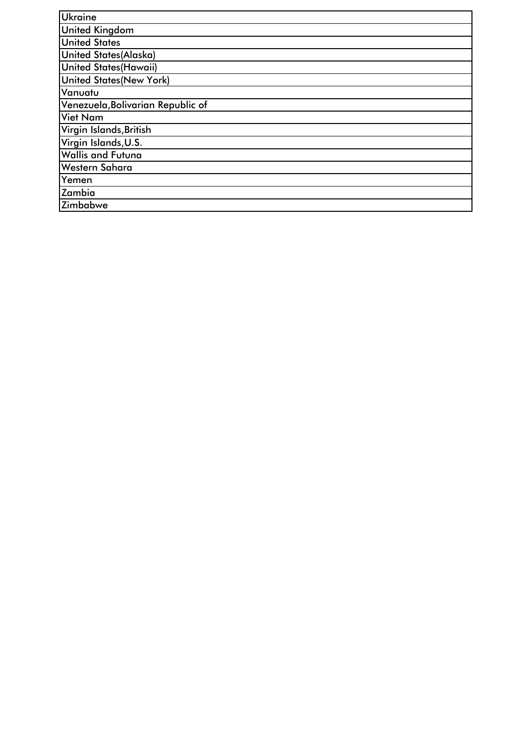| |
|---|
| Ukraine |
| United Kingdom |
| United States |
| United States(Alaska) |
| United States(Hawaii) |
| United States(New York) |
| Vanuatu |
| Venezuela,Bolivarian Republic of |
| Viet Nam |
| Virgin Islands,British |
| Virgin Islands,U.S. |
| Wallis and Futuna |
| Western Sahara |
| Yemen |
| Zambia |
| Zimbabwe |